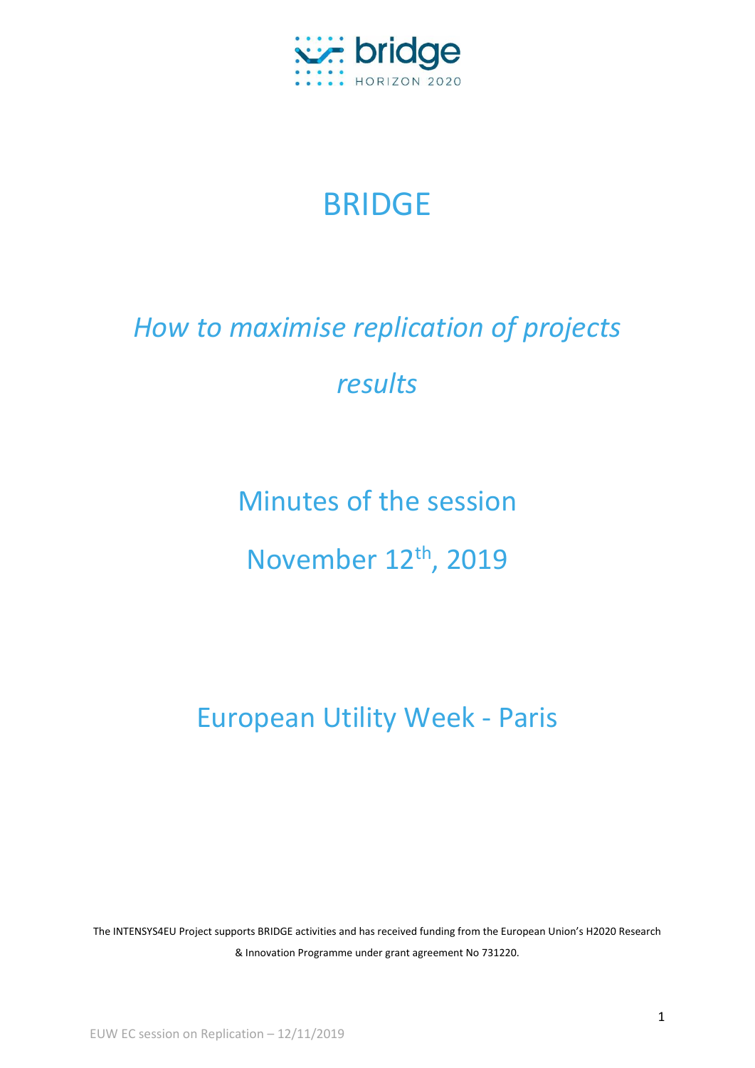# BRIDGE

## *How to maximise replication of projects results*

## Minutes of the session

## November 12th, 2019

## European Utility Week - Paris

The INTENSYS4EU Project supports BRIDGE activities and has received funding from the European Union's H2020 Research & Innovation Programme under grant agreement No 731220.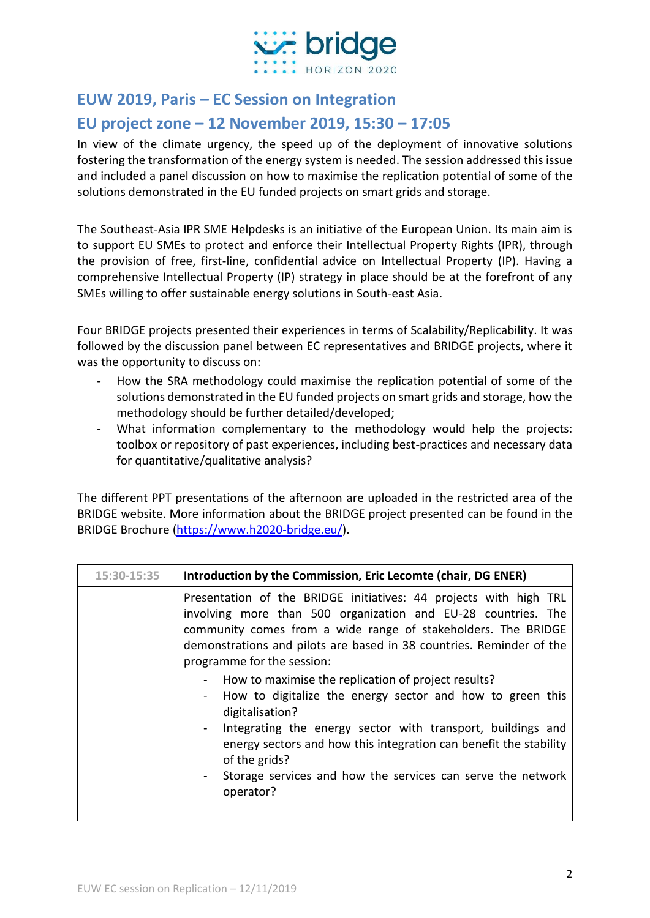## EUW 2019, Paris – EC Session on Integration

## EU project zone – 12 November 2019, 15:30 – 17:05

In view of the climate urgency, the speed up of the deployment of innovative solutions fostering the transformation of the energy system is needed. The session addressed this issue and included a panel discussion on how to maximise the replication potential of some of the solutions demonstrated in the EU funded projects on smart grids and storage.

The Southeast-Asia IPR SME Helpdesks is an initiative of the European Union. Its main aim is to support EU SMEs to protect and enforce their Intellectual Property Rights (IPR), through the provision of free, first-line, confidential advice on Intellectual Property (IP). Having a comprehensive Intellectual Property (IP) strategy in place should be at the forefront of any SMEs willing to offer sustainable energy solutions in South-east Asia.

Four BRIDGE projects presented their experiences in terms of Scalability/Replicability. It was followed by the discussion panel between EC representatives and BRIDGE projects, where it was the opportunity to discuss on:

- How the SRA methodology could maximise the replication potential of some of the solutions demonstrated in the EU funded projects on smart grids and storage, how the methodology should be further detailed/developed;
- What information complementary to the methodology would help the projects: toolbox or repository of past experiences, including best-practices and necessary data for quantitative/qualitative analysis?

The different PPT presentations of the afternoon are uploaded in the restricted area of the BRIDGE website. More information about the BRIDGE project presented can be found in the BRIDGE Brochure (https://www.h2020-bridge.eu/).

| 15:30-15:35 | **Introduction by the Commission, Eric Lecomte (chair, DG ENER)** |
|---|---|
| | Presentation of the BRIDGE initiatives: 44 projects with high TRL involving more than 500 organization and EU-28 countries. The community comes from a wide range of stakeholders. The BRIDGE demonstrations and pilots are based in 38 countries. Reminder of the programme for the session:<br>- How to maximise the replication of project results?<br>- How to digitalize the energy sector and how to green this digitalisation?<br>- Integrating the energy sector with transport, buildings and energy sectors and how this integration can benefit the stability of the grids?<br>- Storage services and how the services can serve the network operator? |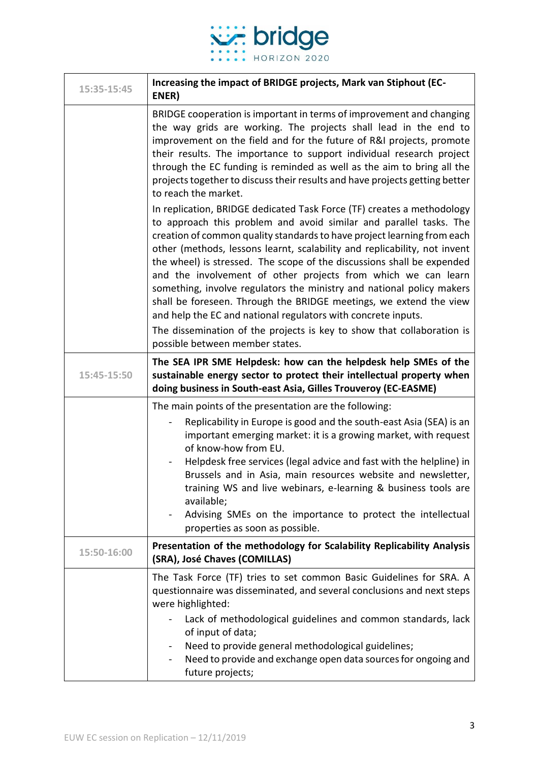| | |
|---|---|
| 15:35-15:45 | **Increasing the impact of BRIDGE projects, Mark van Stiphout (EC-ENER)** |
| | BRIDGE cooperation is important in terms of improvement and changing the way grids are working. The projects shall lead in the end to improvement on the field and for the future of R&I projects, promote their results. The importance to support individual research project through the EC funding is reminded as well as the aim to bring all the projects together to discuss their results and have projects getting better to reach the market.<br>In replication, BRIDGE dedicated Task Force (TF) creates a methodology to approach this problem and avoid similar and parallel tasks. The creation of common quality standards to have project learning from each other (methods, lessons learnt, scalability and replicability, not invent the wheel) is stressed. The scope of the discussions shall be expended and the involvement of other projects from which we can learn something, involve regulators the ministry and national policy makers shall be foreseen. Through the BRIDGE meetings, we extend the view and help the EC and national regulators with concrete inputs.<br>The dissemination of the projects is key to show that collaboration is possible between member states. |
| 15:45-15:50 | **The SEA IPR SME Helpdesk: how can the helpdesk help SMEs of the sustainable energy sector to protect their intellectual property when doing business in South-east Asia, Gilles Trouveroy (EC-EASME)** |
| | The main points of the presentation are the following:<br>- Replicability in Europe is good and the south-east Asia (SEA) is an important emerging market: it is a growing market, with request of know-how from EU.<br>- Helpdesk free services (legal advice and fast with the helpline) in Brussels and in Asia, main resources website and newsletter, training WS and live webinars, e-learning & business tools are available;<br>- Advising SMEs on the importance to protect the intellectual properties as soon as possible. |
| 15:50-16:00 | **Presentation of the methodology for Scalability Replicability Analysis (SRA), José Chaves (COMILLAS)** |
| | The Task Force (TF) tries to set common Basic Guidelines for SRA. A questionnaire was disseminated, and several conclusions and next steps were highlighted:<br>- Lack of methodological guidelines and common standards, lack of input of data;<br>- Need to provide general methodological guidelines;<br>- Need to provide and exchange open data sources for ongoing and future projects; |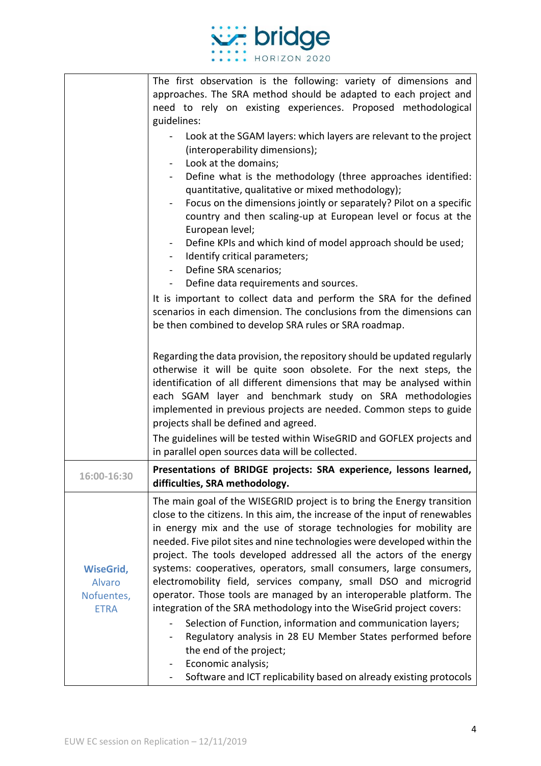| | |
|---|---|
| | The first observation is the following: variety of dimensions and approaches. The SRA method should be adapted to each project and need to rely on existing experiences. Proposed methodological guidelines:<br>- Look at the SGAM layers: which layers are relevant to the project (interoperability dimensions);<br>- Look at the domains;<br>- Define what is the methodology (three approaches identified: quantitative, qualitative or mixed methodology);<br>- Focus on the dimensions jointly or separately? Pilot on a specific country and then scaling-up at European level or focus at the European level;<br>- Define KPIs and which kind of model approach should be used;<br>- Identify critical parameters;<br>- Define SRA scenarios;<br>- Define data requirements and sources.<br><br>It is important to collect data and perform the SRA for the defined scenarios in each dimension. The conclusions from the dimensions can be then combined to develop SRA rules or SRA roadmap.<br><br>Regarding the data provision, the repository should be updated regularly otherwise it will be quite soon obsolete. For the next steps, the identification of all different dimensions that may be analysed within each SGAM layer and benchmark study on SRA methodologies implemented in previous projects are needed. Common steps to guide projects shall be defined and agreed.<br><br>The guidelines will be tested within WiseGRID and GOFLEX projects and in parallel open sources data will be collected. |
| 16:00-16:30 | **Presentations of BRIDGE projects: SRA experience, lessons learned, difficulties, SRA methodology.** |
| **WiseGrid,** Alvaro Nofuentes, ETRA | The main goal of the WISEGRID project is to bring the Energy transition close to the citizens. In this aim, the increase of the input of renewables in energy mix and the use of storage technologies for mobility are needed. Five pilot sites and nine technologies were developed within the project. The tools developed addressed all the actors of the energy systems: cooperatives, operators, small consumers, large consumers, electromobility field, services company, small DSO and microgrid operator. Those tools are managed by an interoperable platform. The integration of the SRA methodology into the WiseGrid project covers:<br>- Selection of Function, information and communication layers;<br>- Regulatory analysis in 28 EU Member States performed before the end of the project;<br>- Economic analysis;<br>- Software and ICT replicability based on already existing protocols |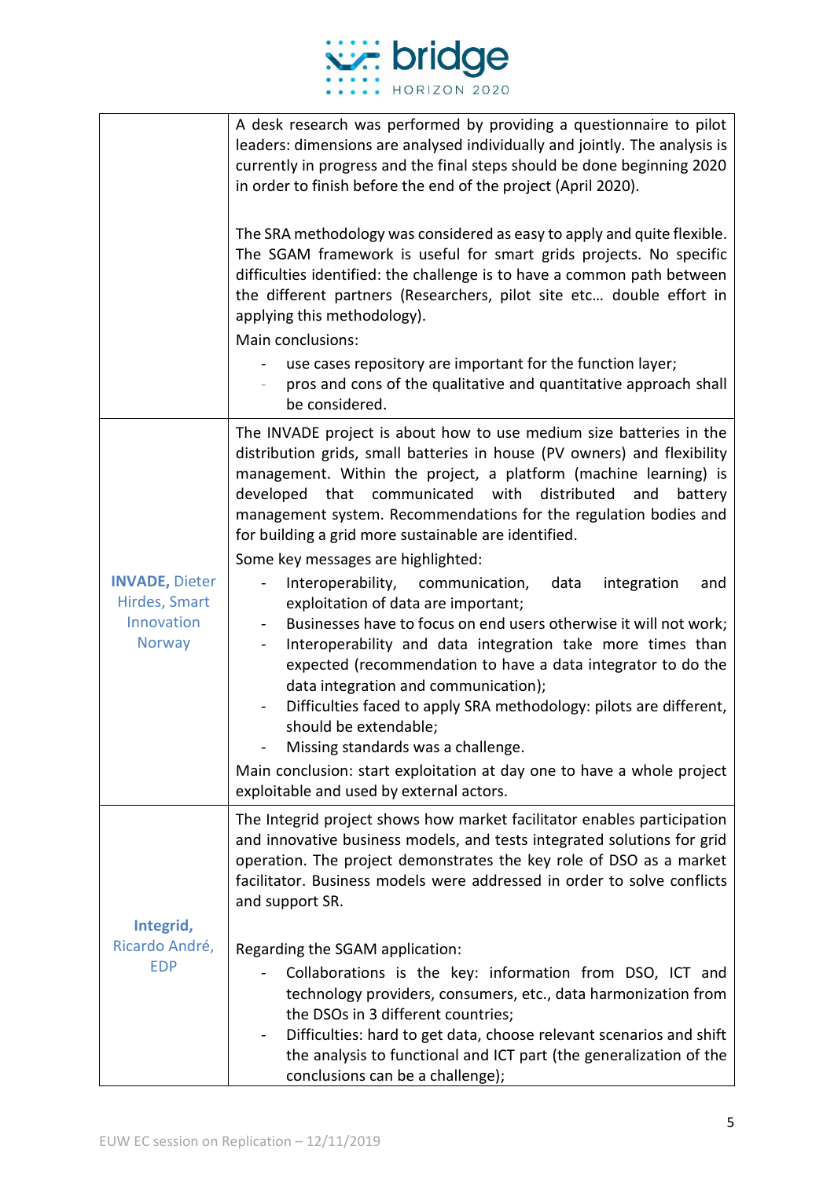| | |
|---|---|
| | A desk research was performed by providing a questionnaire to pilot leaders: dimensions are analysed individually and jointly. The analysis is currently in progress and the final steps should be done beginning 2020 in order to finish before the end of the project (April 2020).<br><br>The SRA methodology was considered as easy to apply and quite flexible. The SGAM framework is useful for smart grids projects. No specific difficulties identified: the challenge is to have a common path between the different partners (Researchers, pilot site etc… double effort in applying this methodology).<br>Main conclusions:<br>- use cases repository are important for the function layer;<br>- pros and cons of the qualitative and quantitative approach shall be considered. |
| **INVADE,** Dieter Hirdes, Smart Innovation Norway | The INVADE project is about how to use medium size batteries in the distribution grids, small batteries in house (PV owners) and flexibility management. Within the project, a platform (machine learning) is developed that communicated with distributed and battery management system. Recommendations for the regulation bodies and for building a grid more sustainable are identified.<br>Some key messages are highlighted:<br>- Interoperability, communication, data integration and exploitation of data are important;<br>- Businesses have to focus on end users otherwise it will not work;<br>- Interoperability and data integration take more times than expected (recommendation to have a data integrator to do the data integration and communication);<br>- Difficulties faced to apply SRA methodology: pilots are different, should be extendable;<br>- Missing standards was a challenge.<br>Main conclusion: start exploitation at day one to have a whole project exploitable and used by external actors. |
| **Integrid,** Ricardo André, EDP | The Integrid project shows how market facilitator enables participation and innovative business models, and tests integrated solutions for grid operation. The project demonstrates the key role of DSO as a market facilitator. Business models were addressed in order to solve conflicts and support SR.<br><br>Regarding the SGAM application:<br>- Collaborations is the key: information from DSO, ICT and technology providers, consumers, etc., data harmonization from the DSOs in 3 different countries;<br>- Difficulties: hard to get data, choose relevant scenarios and shift the analysis to functional and ICT part (the generalization of the conclusions can be a challenge); |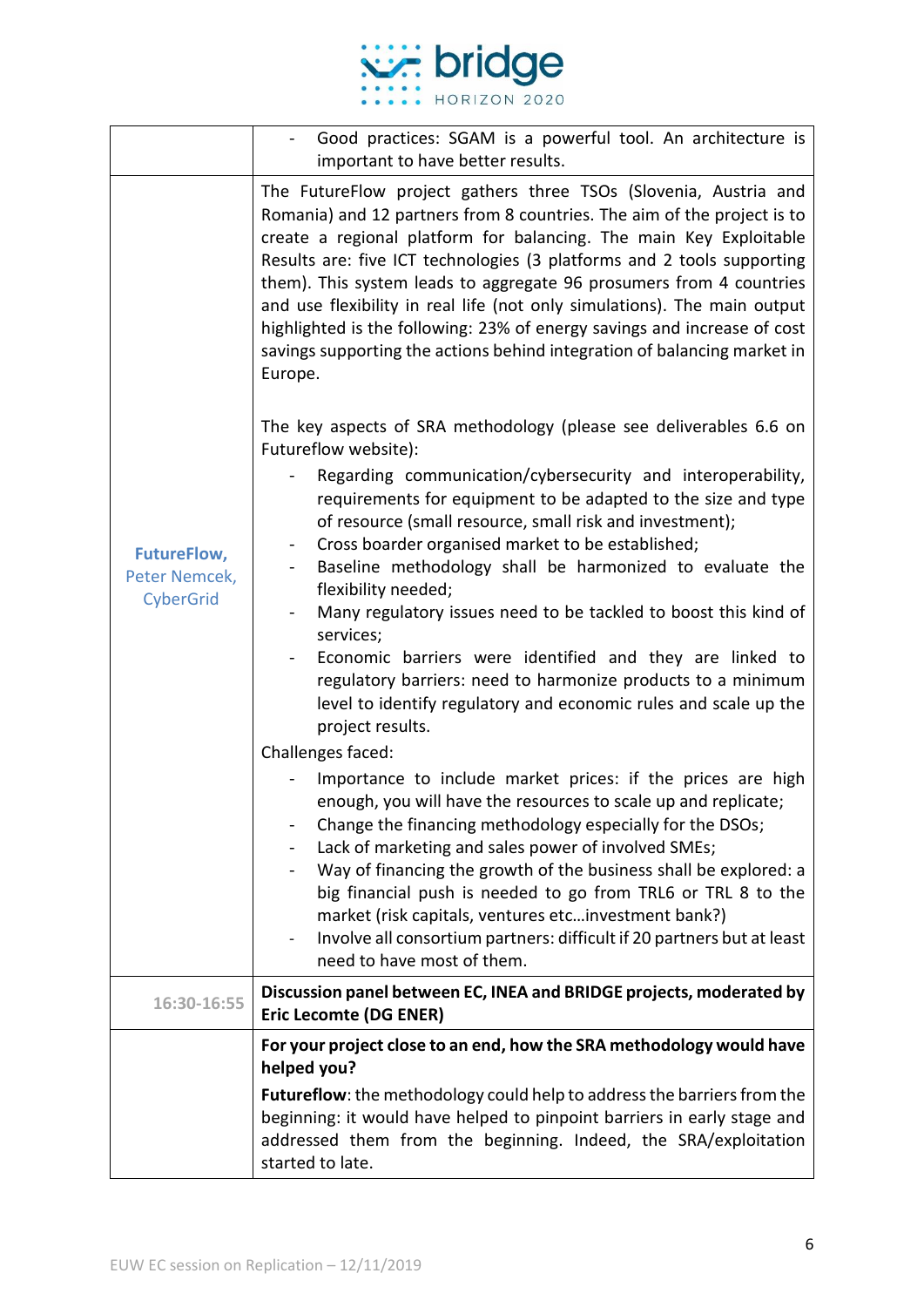| | |
|---|---|
| | - Good practices: SGAM is a powerful tool. An architecture is important to have better results. |
| **FutureFlow,** Peter Nemcek, CyberGrid | The FutureFlow project gathers three TSOs (Slovenia, Austria and Romania) and 12 partners from 8 countries. The aim of the project is to create a regional platform for balancing. The main Key Exploitable Results are: five ICT technologies (3 platforms and 2 tools supporting them). This system leads to aggregate 96 prosumers from 4 countries and use flexibility in real life (not only simulations). The main output highlighted is the following: 23% of energy savings and increase of cost savings supporting the actions behind integration of balancing market in Europe.<br><br>The key aspects of SRA methodology (please see deliverables 6.6 on Futureflow website):<br>- Regarding communication/cybersecurity and interoperability, requirements for equipment to be adapted to the size and type of resource (small resource, small risk and investment);<br>- Cross boarder organised market to be established;<br>- Baseline methodology shall be harmonized to evaluate the flexibility needed;<br>- Many regulatory issues need to be tackled to boost this kind of services;<br>- Economic barriers were identified and they are linked to regulatory barriers: need to harmonize products to a minimum level to identify regulatory and economic rules and scale up the project results.<br><br>Challenges faced:<br>- Importance to include market prices: if the prices are high enough, you will have the resources to scale up and replicate;<br>- Change the financing methodology especially for the DSOs;<br>- Lack of marketing and sales power of involved SMEs;<br>- Way of financing the growth of the business shall be explored: a big financial push is needed to go from TRL6 or TRL 8 to the market (risk capitals, ventures etc…investment bank?)<br>- Involve all consortium partners: difficult if 20 partners but at least need to have most of them. |
| 16:30-16:55 | **Discussion panel between EC, INEA and BRIDGE projects, moderated by Eric Lecomte (DG ENER)** |
| | **For your project close to an end, how the SRA methodology would have helped you?**<br>**Futureflow**: the methodology could help to address the barriers from the beginning: it would have helped to pinpoint barriers in early stage and addressed them from the beginning. Indeed, the SRA/exploitation started to late. |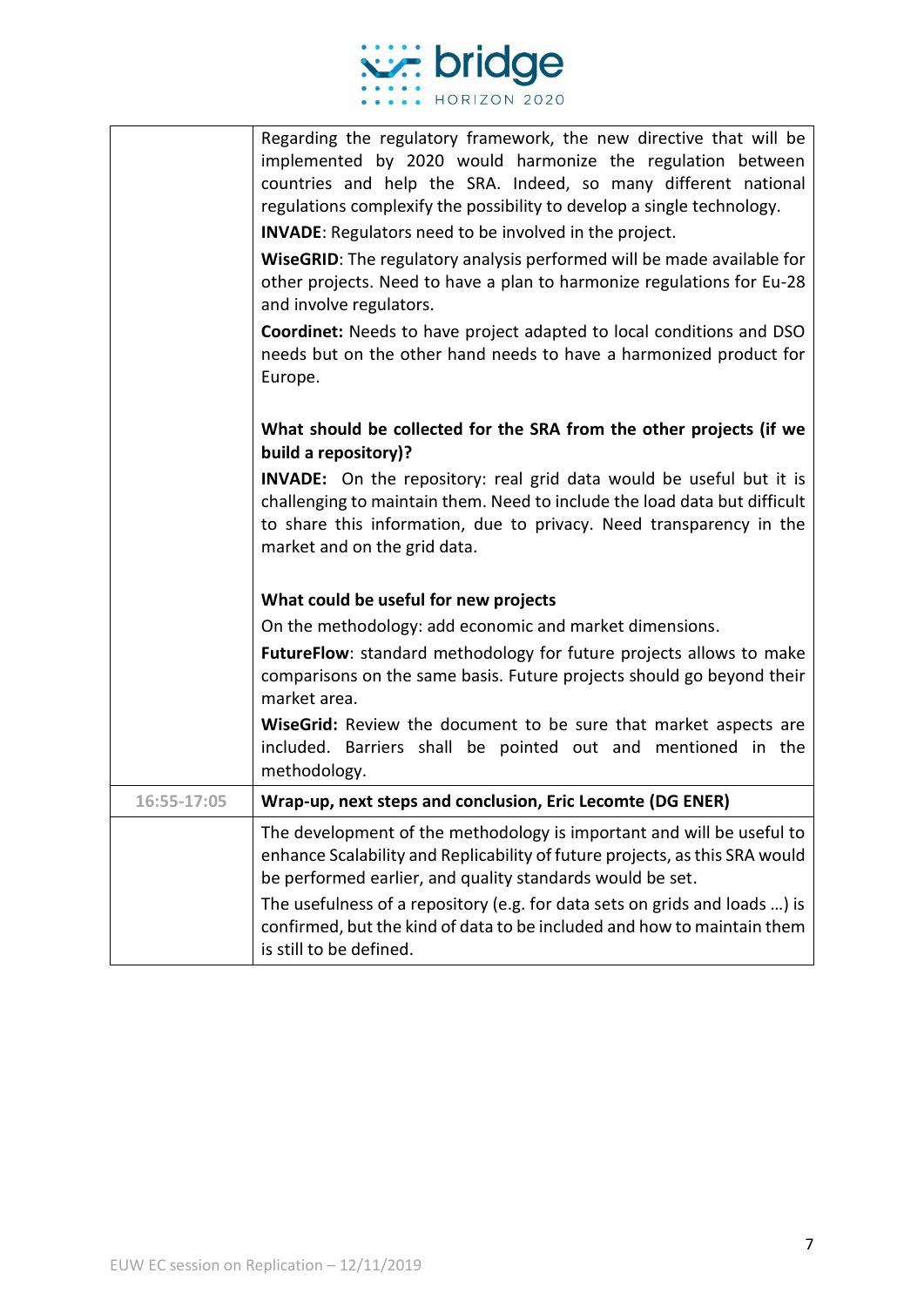| | |
|---|---|
| | Regarding the regulatory framework, the new directive that will be implemented by 2020 would harmonize the regulation between countries and help the SRA. Indeed, so many different national regulations complexify the possibility to develop a single technology.<br>**INVADE**: Regulators need to be involved in the project.<br>**WiseGRID**: The regulatory analysis performed will be made available for other projects. Need to have a plan to harmonize regulations for Eu-28 and involve regulators.<br>**Coordinet:** Needs to have project adapted to local conditions and DSO needs but on the other hand needs to have a harmonized product for Europe.<br><br>**What should be collected for the SRA from the other projects (if we build a repository)?**<br>**INVADE:** On the repository: real grid data would be useful but it is challenging to maintain them. Need to include the load data but difficult to share this information, due to privacy. Need transparency in the market and on the grid data.<br><br>**What could be useful for new projects**<br>On the methodology: add economic and market dimensions.<br>**FutureFlow**: standard methodology for future projects allows to make comparisons on the same basis. Future projects should go beyond their market area.<br>**WiseGrid:** Review the document to be sure that market aspects are included. Barriers shall be pointed out and mentioned in the methodology. |
| 16:55-17:05 | **Wrap-up, next steps and conclusion, Eric Lecomte (DG ENER)** |
| | The development of the methodology is important and will be useful to enhance Scalability and Replicability of future projects, as this SRA would be performed earlier, and quality standards would be set.<br>The usefulness of a repository (e.g. for data sets on grids and loads …) is confirmed, but the kind of data to be included and how to maintain them is still to be defined. |